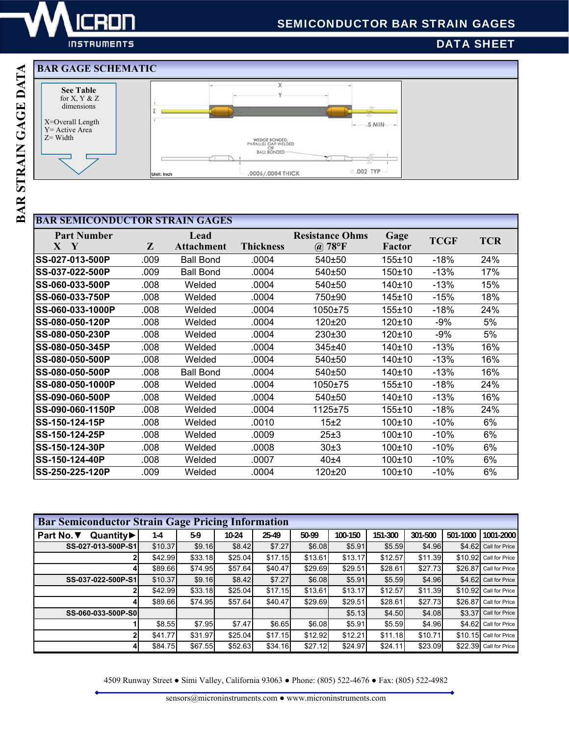# SEMICONDUCTOR BAR STRAIN GAGES

## DATA SHEET

BAR STRAIN GAGE DATA

## BAR GAGE SCHEMATIC

See Table for X, Y & Z dimensions

X=Overall Length
Y= Active Area
Z= Width

X

Y

Z

.5 MIN

WEDGE BONDED, PARALLEL GAP WELDED OR BALL BONDED

Unit: Inch

.0006/.0004 THICK

⌀ .002 TYP

## BAR SEMICONDUCTOR STRAIN GAGES

| Part Number X Y | Z | Lead Attachment | Thickness | Resistance Ohms @ 78°F | Gage Factor | TCGF | TCR |
|---|---|---|---|---|---|---|---|
| SS-027-013-500P | .009 | Ball Bond | .0004 | 540±50 | 155±10 | -18% | 24% |
| SS-037-022-500P | .009 | Ball Bond | .0004 | 540±50 | 150±10 | -13% | 17% |
| SS-060-033-500P | .008 | Welded | .0004 | 540±50 | 140±10 | -13% | 15% |
| SS-060-033-750P | .008 | Welded | .0004 | 750±90 | 145±10 | -15% | 18% |
| SS-060-033-1000P | .008 | Welded | .0004 | 1050±75 | 155±10 | -18% | 24% |
| SS-080-050-120P | .008 | Welded | .0004 | 120±20 | 120±10 | -9% | 5% |
| SS-080-050-230P | .008 | Welded | .0004 | 230±30 | 120±10 | -9% | 5% |
| SS-080-050-345P | .008 | Welded | .0004 | 345±40 | 140±10 | -13% | 16% |
| SS-080-050-500P | .008 | Welded | .0004 | 540±50 | 140±10 | -13% | 16% |
| SS-080-050-500P | .008 | Ball Bond | .0004 | 540±50 | 140±10 | -13% | 16% |
| SS-080-050-1000P | .008 | Welded | .0004 | 1050±75 | 155±10 | -18% | 24% |
| SS-090-060-500P | .008 | Welded | .0004 | 540±50 | 140±10 | -13% | 16% |
| SS-090-060-1150P | .008 | Welded | .0004 | 1125±75 | 155±10 | -18% | 24% |
| SS-150-124-15P | .008 | Welded | .0010 | 15±2 | 100±10 | -10% | 6% |
| SS-150-124-25P | .008 | Welded | .0009 | 25±3 | 100±10 | -10% | 6% |
| SS-150-124-30P | .008 | Welded | .0008 | 30±3 | 100±10 | -10% | 6% |
| SS-150-124-40P | .008 | Welded | .0007 | 40±4 | 100±10 | -10% | 6% |
| SS-250-225-120P | .009 | Welded | .0004 | 120±20 | 100±10 | -10% | 6% |

## Bar Semiconductor Strain Gage Pricing Information

| Part No.▼ Quantity► | 1-4 | 5-9 | 10-24 | 25-49 | 50-99 | 100-150 | 151-300 | 301-500 | 501-1000 | 1001-2000 |
|---|---|---|---|---|---|---|---|---|---|---|
| SS-027-013-500P-S1 | $10.37 | $9.16 | $8.42 | $7.27 | $6.08 | $5.91 | $5.59 | $4.96 | $4.62 | Call for Price |
| 2 | $42.99 | $33.18 | $25.04 | $17.15 | $13.61 | $13.17 | $12.57 | $11.39 | $10.92 | Call for Price |
| 4 | $89.66 | $74.95 | $57.64 | $40.47 | $29.69 | $29.51 | $28.61 | $27.73 | $26.87 | Call for Price |
| SS-037-022-500P-S1 | $10.37 | $9.16 | $8.42 | $7.27 | $6.08 | $5.91 | $5.59 | $4.96 | $4.62 | Call for Price |
| 2 | $42.99 | $33.18 | $25.04 | $17.15 | $13.61 | $13.17 | $12.57 | $11.39 | $10.92 | Call for Price |
| 4 | $89.66 | $74.95 | $57.64 | $40.47 | $29.69 | $29.51 | $28.61 | $27.73 | $26.87 | Call for Price |
| SS-060-033-500P-S0 | | | | | | $5.13 | $4.50 | $4.08 | $3.37 | Call for Price |
| 1 | $8.55 | $7.95 | $7.47 | $6.65 | $6.08 | $5.91 | $5.59 | $4.96 | $4.62 | Call for Price |
| 2 | $41.77 | $31.97 | $25.04 | $17.15 | $12.92 | $12.21 | $11.18 | $10.71 | $10.15 | Call for Price |
| 4 | $84.75 | $67.55 | $52.63 | $34.16 | $27.12 | $24.97 | $24.11 | $23.09 | $22.39 | Call for Price |

4509 Runway Street ● Simi Valley, California 93063 ● Phone: (805) 522-4676 ● Fax: (805) 522-4982

sensors@microninstruments.com ● www.microninstruments.com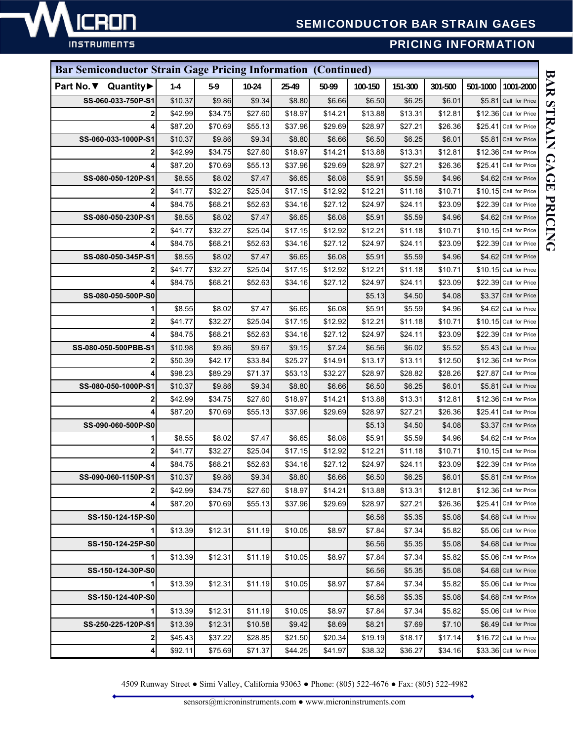# SEMICONDUCTOR BAR STRAIN GAGES

## PRICING INFORMATION

| Part No.▼ Quantity▶ | 1-4 | 5-9 | 10-24 | 25-49 | 50-99 | 100-150 | 151-300 | 301-500 | 501-1000 | 1001-2000 |
|---|---|---|---|---|---|---|---|---|---|---|
| **Bar Semiconductor Strain Gage Pricing Information (Continued)** | | | | | | | | | | |
| SS-060-033-750P-S1 | $10.37 | $9.86 | $9.34 | $8.80 | $6.66 | $6.50 | $6.25 | $6.01 | $5.81 | Call for Price |
| 2 | $42.99 | $34.75 | $27.60 | $18.97 | $14.21 | $13.88 | $13.31 | $12.81 | $12.36 | Call for Price |
| 4 | $87.20 | $70.69 | $55.13 | $37.96 | $29.69 | $28.97 | $27.21 | $26.36 | $25.41 | Call for Price |
| SS-060-033-1000P-S1 | $10.37 | $9.86 | $9.34 | $8.80 | $6.66 | $6.50 | $6.25 | $6.01 | $5.81 | Call for Price |
| 2 | $42.99 | $34.75 | $27.60 | $18.97 | $14.21 | $13.88 | $13.31 | $12.81 | $12.36 | Call for Price |
| 4 | $87.20 | $70.69 | $55.13 | $37.96 | $29.69 | $28.97 | $27.21 | $26.36 | $25.41 | Call for Price |
| SS-080-050-120P-S1 | $8.55 | $8.02 | $7.47 | $6.65 | $6.08 | $5.91 | $5.59 | $4.96 | $4.62 | Call for Price |
| 2 | $41.77 | $32.27 | $25.04 | $17.15 | $12.92 | $12.21 | $11.18 | $10.71 | $10.15 | Call for Price |
| 4 | $84.75 | $68.21 | $52.63 | $34.16 | $27.12 | $24.97 | $24.11 | $23.09 | $22.39 | Call for Price |
| SS-080-050-230P-S1 | $8.55 | $8.02 | $7.47 | $6.65 | $6.08 | $5.91 | $5.59 | $4.96 | $4.62 | Call for Price |
| 2 | $41.77 | $32.27 | $25.04 | $17.15 | $12.92 | $12.21 | $11.18 | $10.71 | $10.15 | Call for Price |
| 4 | $84.75 | $68.21 | $52.63 | $34.16 | $27.12 | $24.97 | $24.11 | $23.09 | $22.39 | Call for Price |
| SS-080-050-345P-S1 | $8.55 | $8.02 | $7.47 | $6.65 | $6.08 | $5.91 | $5.59 | $4.96 | $4.62 | Call for Price |
| 2 | $41.77 | $32.27 | $25.04 | $17.15 | $12.92 | $12.21 | $11.18 | $10.71 | $10.15 | Call for Price |
| 4 | $84.75 | $68.21 | $52.63 | $34.16 | $27.12 | $24.97 | $24.11 | $23.09 | $22.39 | Call for Price |
| SS-080-050-500P-S0 | | | | | | $5.13 | $4.50 | $4.08 | $3.37 | Call for Price |
| 1 | $8.55 | $8.02 | $7.47 | $6.65 | $6.08 | $5.91 | $5.59 | $4.96 | $4.62 | Call for Price |
| 2 | $41.77 | $32.27 | $25.04 | $17.15 | $12.92 | $12.21 | $11.18 | $10.71 | $10.15 | Call for Price |
| 4 | $84.75 | $68.21 | $52.63 | $34.16 | $27.12 | $24.97 | $24.11 | $23.09 | $22.39 | Call for Price |
| SS-080-050-500PBB-S1 | $10.98 | $9.86 | $9.67 | $9.15 | $7.24 | $6.56 | $6.02 | $5.52 | $5.43 | Call for Price |
| 2 | $50.39 | $42.17 | $33.84 | $25.27 | $14.91 | $13.17 | $13.11 | $12.50 | $12.36 | Call for Price |
| 4 | $98.23 | $89.29 | $71.37 | $53.13 | $32.27 | $28.97 | $28.82 | $28.26 | $27.87 | Call for Price |
| SS-080-050-1000P-S1 | $10.37 | $9.86 | $9.34 | $8.80 | $6.66 | $6.50 | $6.25 | $6.01 | $5.81 | Call for Price |
| 2 | $42.99 | $34.75 | $27.60 | $18.97 | $14.21 | $13.88 | $13.31 | $12.81 | $12.36 | Call for Price |
| 4 | $87.20 | $70.69 | $55.13 | $37.96 | $29.69 | $28.97 | $27.21 | $26.36 | $25.41 | Call for Price |
| SS-090-060-500P-S0 | | | | | | $5.13 | $4.50 | $4.08 | $3.37 | Call for Price |
| 1 | $8.55 | $8.02 | $7.47 | $6.65 | $6.08 | $5.91 | $5.59 | $4.96 | $4.62 | Call for Price |
| 2 | $41.77 | $32.27 | $25.04 | $17.15 | $12.92 | $12.21 | $11.18 | $10.71 | $10.15 | Call for Price |
| 4 | $84.75 | $68.21 | $52.63 | $34.16 | $27.12 | $24.97 | $24.11 | $23.09 | $22.39 | Call for Price |
| SS-090-060-1150P-S1 | $10.37 | $9.86 | $9.34 | $8.80 | $6.66 | $6.50 | $6.25 | $6.01 | $5.81 | Call for Price |
| 2 | $42.99 | $34.75 | $27.60 | $18.97 | $14.21 | $13.88 | $13.31 | $12.81 | $12.36 | Call for Price |
| 4 | $87.20 | $70.69 | $55.13 | $37.96 | $29.69 | $28.97 | $27.21 | $26.36 | $25.41 | Call for Price |
| SS-150-124-15P-S0 | | | | | | $6.56 | $5.35 | $5.08 | $4.68 | Call for Price |
| 1 | $13.39 | $12.31 | $11.19 | $10.05 | $8.97 | $7.84 | $7.34 | $5.82 | $5.06 | Call for Price |
| SS-150-124-25P-S0 | | | | | | $6.56 | $5.35 | $5.08 | $4.68 | Call for Price |
| 1 | $13.39 | $12.31 | $11.19 | $10.05 | $8.97 | $7.84 | $7.34 | $5.82 | $5.06 | Call for Price |
| SS-150-124-30P-S0 | | | | | | $6.56 | $5.35 | $5.08 | $4.68 | Call for Price |
| 1 | $13.39 | $12.31 | $11.19 | $10.05 | $8.97 | $7.84 | $7.34 | $5.82 | $5.06 | Call for Price |
| SS-150-124-40P-S0 | | | | | | $6.56 | $5.35 | $5.08 | $4.68 | Call for Price |
| 1 | $13.39 | $12.31 | $11.19 | $10.05 | $8.97 | $7.84 | $7.34 | $5.82 | $5.06 | Call for Price |
| SS-250-225-120P-S1 | $13.39 | $12.31 | $10.58 | $9.42 | $8.69 | $8.21 | $7.69 | $7.10 | $6.49 | Call for Price |
| 2 | $45.43 | $37.22 | $28.85 | $21.50 | $20.34 | $19.19 | $18.17 | $17.14 | $16.72 | Call for Price |
| 4 | $92.11 | $75.69 | $71.37 | $44.25 | $41.97 | $38.32 | $36.27 | $34.16 | $33.36 | Call for Price |

4509 Runway Street ● Simi Valley, California 93063 ● Phone: (805) 522-4676 ● Fax: (805) 522-4982

sensors@microninstruments.com ● www.microninstruments.com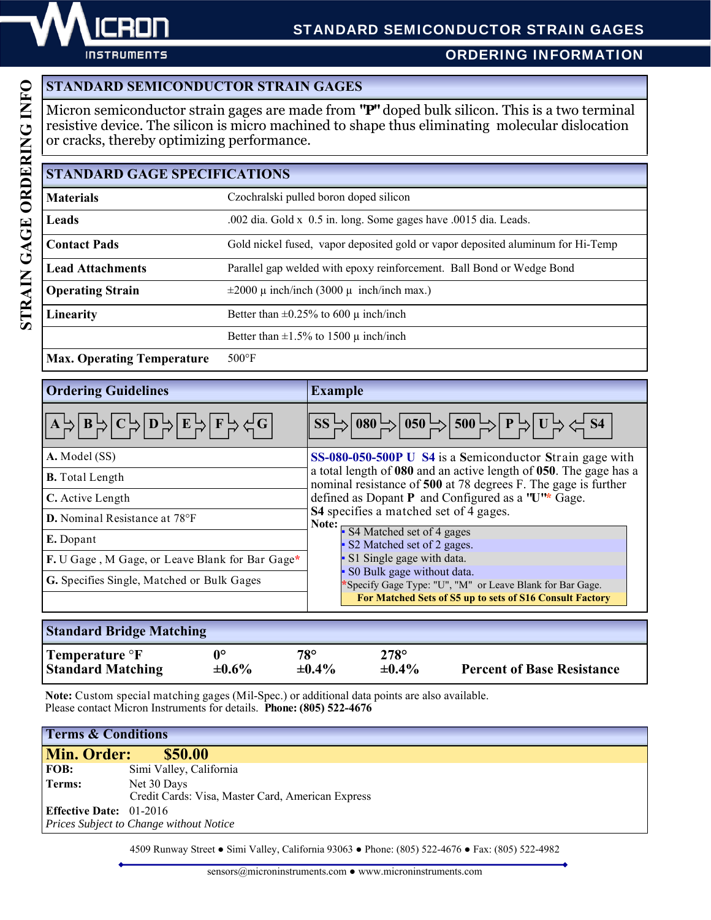# STANDARD SEMICONDUCTOR STRAIN GAGES

## ORDERING INFORMATION

STRAIN GAGE ORDERING INFO

## STANDARD SEMICONDUCTOR STRAIN GAGES

Micron semiconductor strain gages are made from **"P"** doped bulk silicon. This is a two terminal resistive device. The silicon is micro machined to shape thus eliminating molecular dislocation or cracks, thereby optimizing performance.

## STANDARD GAGE SPECIFICATIONS

| | |
|---|---|
| **Materials** | Czochralski pulled boron doped silicon |
| **Leads** | .002 dia. Gold x 0.5 in. long. Some gages have .0015 dia. Leads. |
| **Contact Pads** | Gold nickel fused, vapor deposited gold or vapor deposited aluminum for Hi-Temp |
| **Lead Attachments** | Parallel gap welded with epoxy reinforcement. Ball Bond or Wedge Bond |
| **Operating Strain** | ±2000 µ inch/inch (3000 µ inch/inch max.) |
| **Linearity** | Better than ±0.25% to 600 µ inch/inch |
| | Better than ±1.5% to 1500 µ inch/inch |
| **Max. Operating Temperature** | 500°F |

## Ordering Guidelines

A → B → C → D → E → F → ← G

- **A.** Model (SS)
- **B.** Total Length
- **C.** Active Length
- **D.** Nominal Resistance at 78°F
- **E.** Dopant
- **F.** U Gage , M Gage, or Leave Blank for Bar Gage*
- **G.** Specifies Single, Matched or Bulk Gages

## Example

SS → 080 → 050 → 500 → P → U → ← S4

**SS-080-050-500P U S4** is a **S**emiconductor **S**train gage with a total length of **080** and an active length of **050**. The gage has a nominal resistance of **500** at 78 degrees F. The gage is further defined as Dopant **P** and Configured as a **"U"*** Gage. **S4** specifies a matched set of 4 gages.

**Note:**

- S4 Matched set of 4 gages
- S2 Matched set of 2 gages.
- S1 Single gage with data.
- S0 Bulk gage without data.

*Specify Gage Type: "U", "M" or Leave Blank for Bar Gage.

**For Matched Sets of S5 up to sets of S16 Consult Factory**

## Standard Bridge Matching

| **Temperature °F** | **0°** | **78°** | **278°** | |
|---|---|---|---|---|
| **Standard Matching** | **±0.6%** | **±0.4%** | **±0.4%** | **Percent of Base Resistance** |

**Note:** Custom special matching gages (Mil-Spec.) or additional data points are also available. Please contact Micron Instruments for details. **Phone: (805) 522-4676**

## Terms & Conditions

**Min. Order: $50.00**

**FOB:** Simi Valley, California

**Terms:** Net 30 Days
Credit Cards: Visa, Master Card, American Express

**Effective Date:** 01-2016

*Prices Subject to Change without Notice*

4509 Runway Street ● Simi Valley, California 93063 ● Phone: (805) 522-4676 ● Fax: (805) 522-4982

sensors@microninstruments.com ● www.microninstruments.com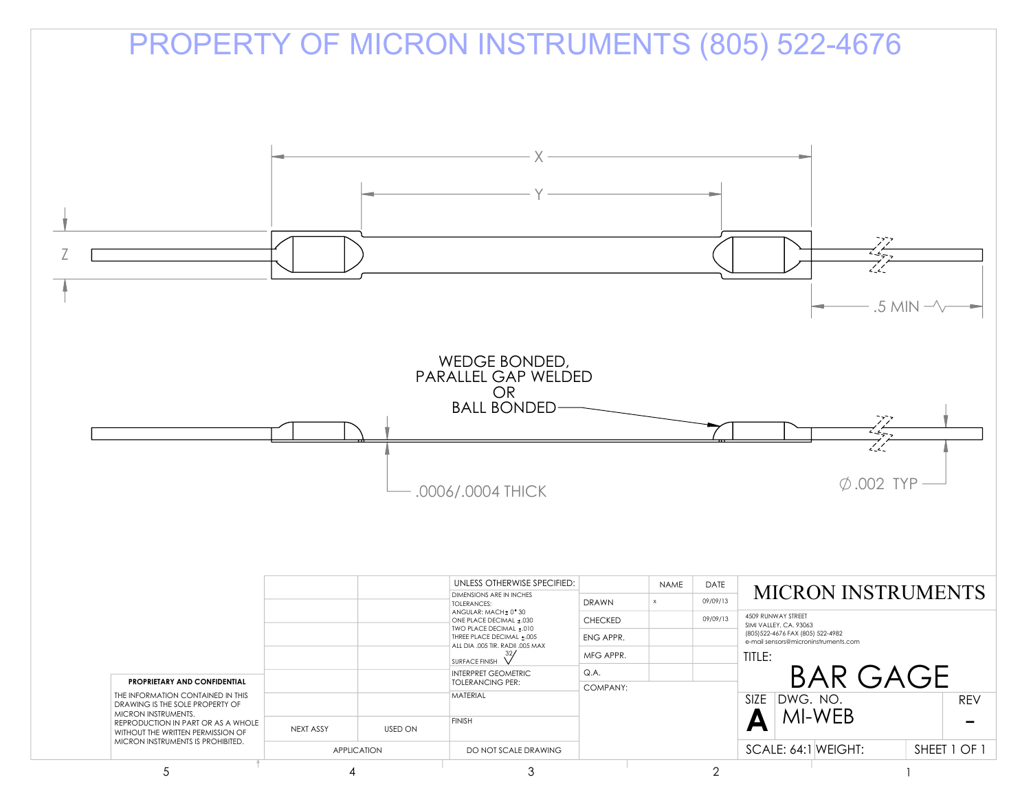PROPERTY OF MICRON INSTRUMENTS (805) 522-4676

X

Y

Z

.5 MIN

WEDGE BONDED,
PARALLEL GAP WELDED
OR
BALL BONDED

.0006/.0004 THICK

∅ .002 TYP

**PROPRIETARY AND CONFIDENTIAL**

THE INFORMATION CONTAINED IN THIS DRAWING IS THE SOLE PROPERTY OF MICRON INSTRUMENTS. REPRODUCTION IN PART OR AS A WHOLE WITHOUT THE PERMISSION OF MICRON INSTRUMENTS IS PROHIBITED.

| NEXT ASSY | USED ON |
|---|---|
| APPLICATION | |

UNLESS OTHERWISE SPECIFIED:
DIMENSIONS ARE IN INCHES
TOLERANCES:
ANGULAR: MACH ± 0° 30
ONE PLACE DECIMAL ± .030
TWO PLACE DECIMAL ± .010
THREE PLACE DECIMAL ± .005
ALL DIA .005 TIR. RADII .005 MAX
SURFACE FINISH 32

INTERPRET GEOMETRIC TOLERANCING PER:

MATERIAL

FINISH

DO NOT SCALE DRAWING

| | NAME | DATE |
|---|---|---|
| DRAWN | x | 09/09/13 |
| CHECKED | | 09/09/13 |
| ENG APPR. | | |
| MFG APPR. | | |
| Q.A. | | |
| COMPANY: | | |

MICRON INSTRUMENTS

4509 RUNWAY STREET
SIMI VALLEY, CA. 93063
(805)522-4676 FAX (805) 522-4982
e-mail sensors@microninstruments.com

TITLE: BAR GAGE

| SIZE | DWG. NO. | REV |
|---|---|---|
| A | MI-WEB | - |

SCALE: 64:1 WEIGHT: SHEET 1 OF 1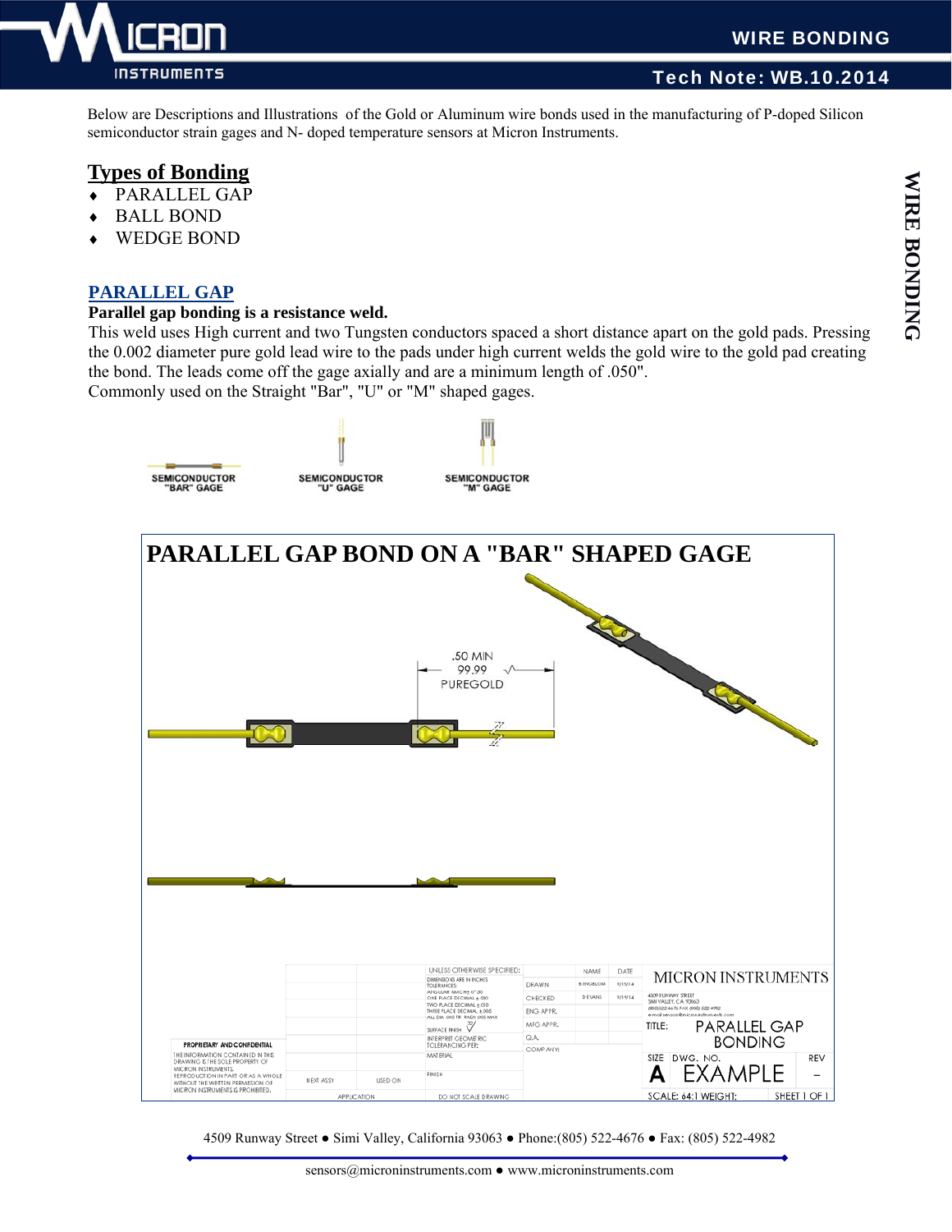Below are Descriptions and Illustrations of the Gold or Aluminum wire bonds used in the manufacturing of P-doped Silicon semiconductor strain gages and N- doped temperature sensors at Micron Instruments.

## Types of Bonding

- PARALLEL GAP
- BALL BOND
- WEDGE BOND

## PARALLEL GAP

**Parallel gap bonding is a resistance weld.**

This weld uses High current and two Tungsten conductors spaced a short distance apart on the gold pads. Pressing the 0.002 diameter pure gold lead wire to the pads under high current welds the gold wire to the gold pad creating the bond. The leads come off the gage axially and are a minimum length of .050".

Commonly used on the Straight "Bar", "U" or "M" shaped gages.

SEMICONDUCTOR "BAR" GAGE

SEMICONDUCTOR "U" GAGE

SEMICONDUCTOR "M" GAGE

### PARALLEL GAP BOND ON A "BAR" SHAPED GAGE

.50 MIN
99.99
PUREGOLD

PROPRIETARY AND CONFIDENTIAL
THE INFORMATION CONTAINED IN THIS DRAWING IS THE SOLE PROPERTY OF MICRON INSTRUMENTS. ANY REPRODUCTION IN PART OR AS A WHOLE WITHOUT THE WRITTEN PERMISSION OF MICRON INSTRUMENTS IS PROHIBITED.

| UNLESS OTHERWISE SPECIFIED: | | NAME | DATE |
|---|---|---|---|
| DIMENSIONS ARE IN INCHES TOLERANCES: ANGULAR: MACH ± 0°30' ONE PLACE DECIMAL ±.020 TWO PLACE DECIMAL ±.010 THREE PLACE DECIMAL ±.005 ALL DIA .005 TIR RADII .005 MAX | DRAWN | B ENGBLOM | 9/19/14 |
| | CHECKED | D EVANS | 9/19/14 |
| SURFACE FINISH | ENG APPR. | | |
| INTERPRET GEOMETRIC TOLERANCING PER: | MFG APPR. | | |
| MATERIAL | Q.A. | | |
| FINISH | COMMENTS: | | |

NEXT ASSY | USED ON | APPLICATION | DO NOT SCALE DRAWING

MICRON INSTRUMENTS
4509 RUNWAY STREET
SIMI VALLEY, CA 93063
(805)522-4676 FAX (805) 522-4982
e-mail sensors@microninstruments.com

TITLE: PARALLEL GAP BONDING

SIZE: A | DWG. NO.: EXAMPLE | REV: –

SCALE: 64:1 WEIGHT: | SHEET 1 OF 1

4509 Runway Street ● Simi Valley, California 93063 ● Phone:(805) 522-4676 ● Fax: (805) 522-4982

sensors@microninstruments.com ● www.microninstruments.com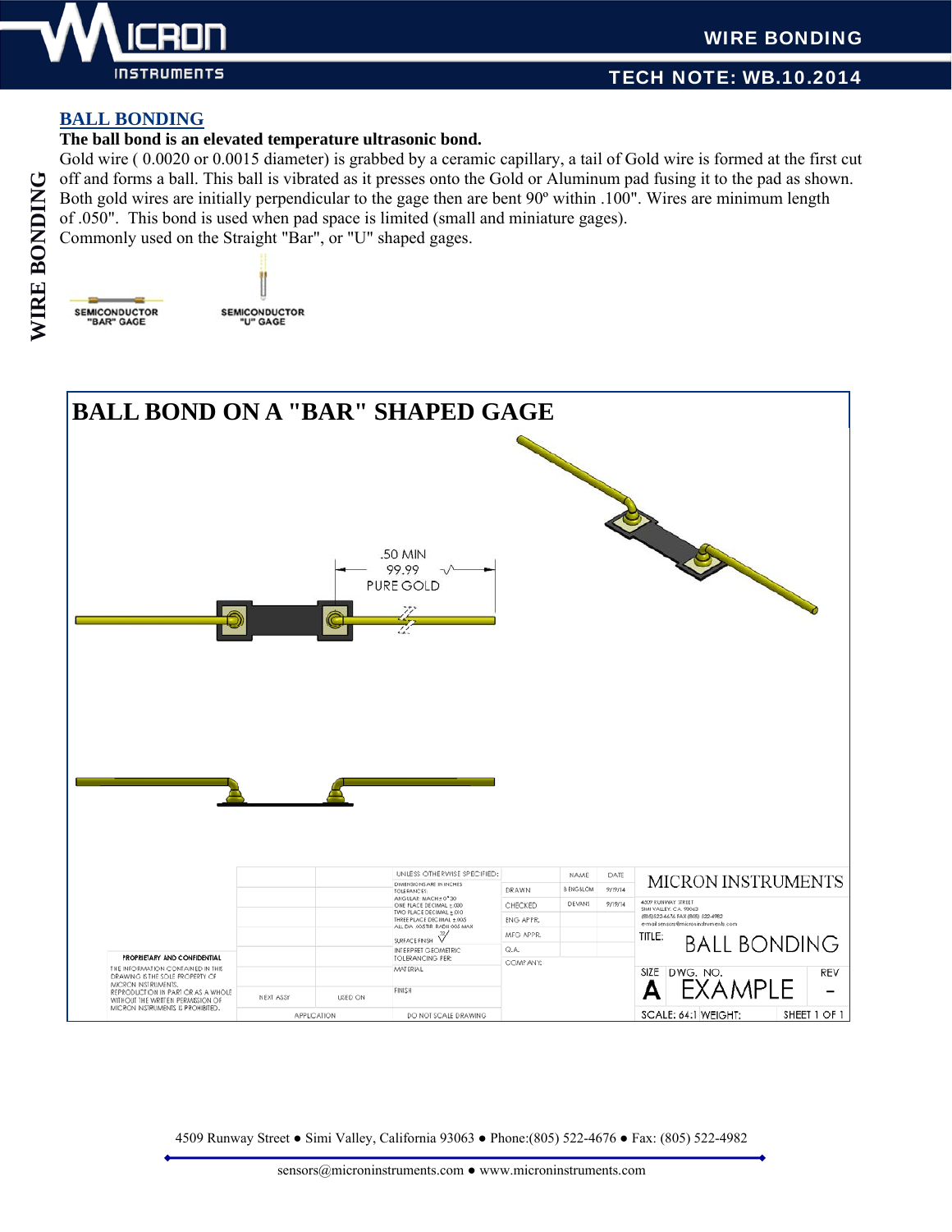## BALL BONDING

**The ball bond is an elevated temperature ultrasonic bond.**

Gold wire ( 0.0020 or 0.0015 diameter) is grabbed by a ceramic capillary, a tail of Gold wire is formed at the first cut off and forms a ball. This ball is vibrated as it presses onto the Gold or Aluminum pad fusing it to the pad as shown. Both gold wires are initially perpendicular to the gage then are bent 90º within .100". Wires are minimum length of .050". This bond is used when pad space is limited (small and miniature gages).
Commonly used on the Straight "Bar", or "U" shaped gages.

SEMICONDUCTOR "BAR" GAGE

SEMICONDUCTOR "U" GAGE

## BALL BOND ON A "BAR" SHAPED GAGE

.50 MIN
99.99
PURE GOLD

PROPRIETARY AND CONFIDENTIAL
THE INFORMATION CONTAINED IN THIS DRAWING IS THE SOLE PROPERTY OF MICRON INSTRUMENTS. REPRODUCTION IN PART OR AS A WHOLE WITHOUT THE WRITTEN PERMISSION OF MICRON INSTRUMENTS IS PROHIBITED.

UNLESS OTHERWISE SPECIFIED:
DIMENSIONS ARE IN INCHES
TOLERANCES:
ANGULAR: MACH ± 0°30'
ONE PLACE DECIMAL ± .030
TWO PLACE DECIMAL ± .010
THREE PLACE DECIMAL ± .005
ALL DIA .005TIR RADII .005 MAX
SURFACE FINISH
INTERPRET GEOMETRIC TOLERANCING PER:
MATERIAL
FINISH
DO NOT SCALE DRAWING

NEXT ASSY | USED ON
APPLICATION

| | NAME | DATE |
|---|---|---|
| DRAWN | B ENGSLOM | 9/19/14 |
| CHECKED | DEVANS | 9/19/14 |
| ENG APPR. | | |
| MFG APPR. | | |
| Q.A. | | |
| COMPANY: | | |

MICRON INSTRUMENTS
4509 RUNWAY STREET
SIMI VALLEY, CA. 93063
(805)522-4676 FAX (805) 522-4982
e-mail sensors@microninstruments.com

TITLE: BALL BONDING

SIZE A | DWG. NO. EXAMPLE | REV -

SCALE: 64:1 | WEIGHT: | SHEET 1 OF 1

4509 Runway Street ● Simi Valley, California 93063 ● Phone:(805) 522-4676 ● Fax: (805) 522-4982

sensors@microninstruments.com ● www.microninstruments.com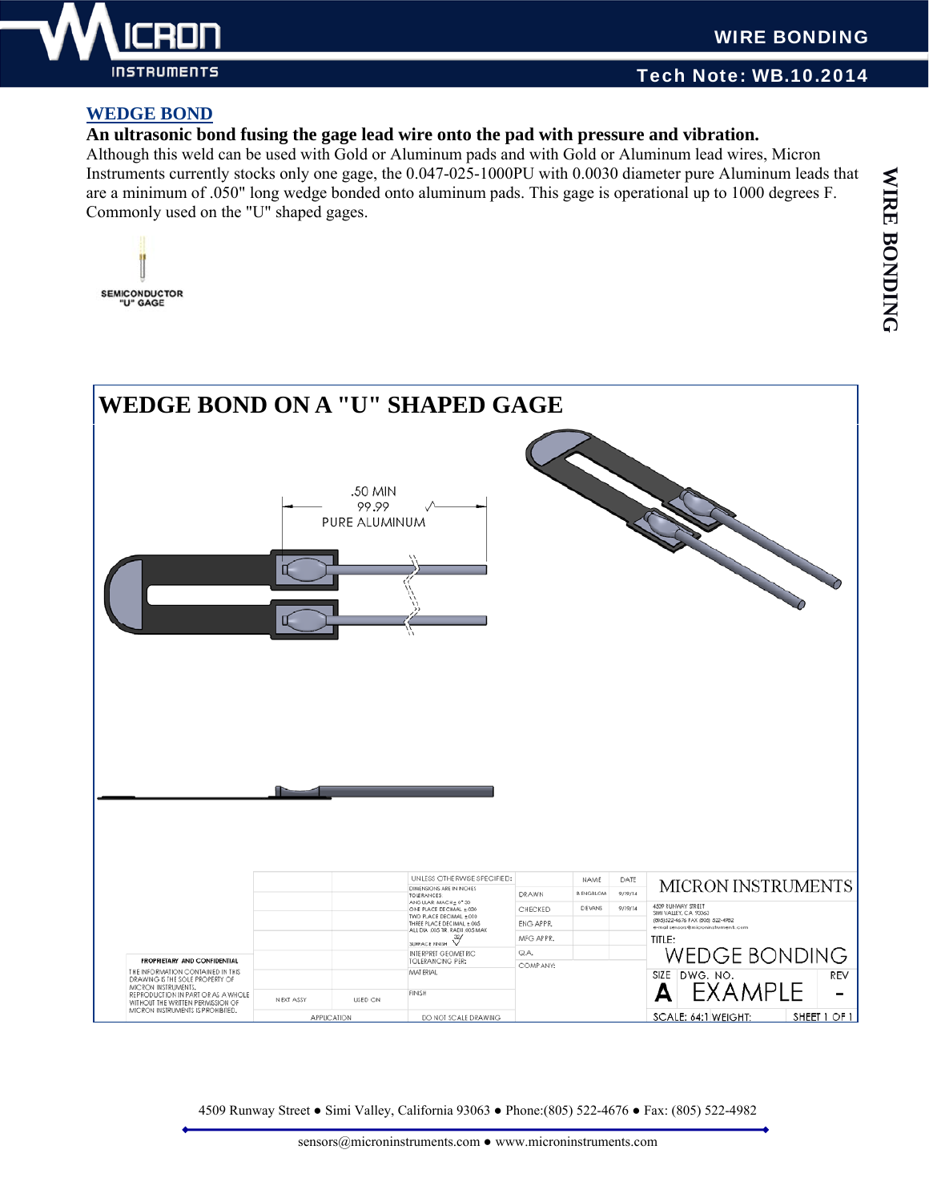## WEDGE BOND

**An ultrasonic bond fusing the gage lead wire onto the pad with pressure and vibration.**

Although this weld can be used with Gold or Aluminum pads and with Gold or Aluminum lead wires, Micron Instruments currently stocks only one gage, the 0.047-025-1000PU with 0.0030 diameter pure Aluminum leads that are a minimum of .050" long wedge bonded onto aluminum pads. This gage is operational up to 1000 degrees F. Commonly used on the "U" shaped gages.

SEMICONDUCTOR "U" GAGE

## WEDGE BOND ON A "U" SHAPED GAGE

.50 MIN

99.99

PURE ALUMINUM

| | | | | | | |
|---|---|---|---|---|---|---|
| UNLESS OTHERWISE SPECIFIED: | | NAME | DATE | MICRON INSTRUMENTS | | |
| DIMENSIONS ARE IN INCHES TOLERANCES: ANGULAR: MACH ± 0° 30' ONE PLACE DECIMAL ±.030 TWO PLACE DECIMAL ±.010 THREE PLACE DECIMAL ±.005 ALL DIA .005 TIR. RADII .005 MAX SURFACE FINISH 32 | DRAWN | B ENGBLOM | 9/19/14 | 4509 RUNWAY STREET SIMI VALLEY, CA 93063 (805)522-4676 FAX (805) 522-4982 e-mail sensors@microninstruments.com | | |
| | CHECKED | D EVANS | 9/19/14 | | | |
| | ENG APPR. | | | TITLE: WEDGE BONDING | | |
| | MFG APPR. | | | | | |
| INTERPRET GEOMETRIC TOLERANCING PER: | Q.A. | | | | | |
| MATERIAL | COMMENTS: | | | SIZE A | DWG. NO. EXAMPLE | REV - |
| FINISH | | | | | | |
| DO NOT SCALE DRAWING | | | | SCALE: 64:1 WEIGHT: | | SHEET 1 OF 1 |

| NEXT ASSY | USED ON |
|---|---|
| APPLICATION | |

**PROPRIETARY AND CONFIDENTIAL**

THE INFORMATION CONTAINED IN THIS DRAWING IS THE SOLE PROPERTY OF MICRON INSTRUMENTS. REPRODUCTION IN PART OR AS A WHOLE WITHOUT THE WRITTEN PERMISSION OF MICRON INSTRUMENTS IS PROHIBITED.

4509 Runway Street ● Simi Valley, California 93063 ● Phone:(805) 522-4676 ● Fax: (805) 522-4982

sensors@microninstruments.com ● www.microninstruments.com